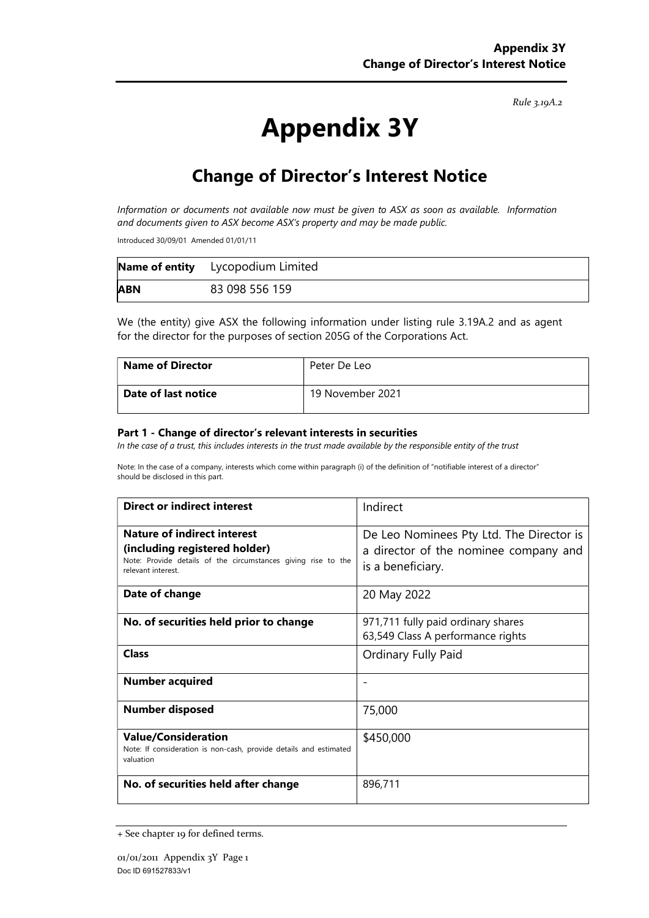*Rule 3.19A.2*

# Appendix 3Y

## Change of Director's Interest Notice

*Information or documents not available now must be given to ASX as soon as available. Information and documents given to ASX become ASX's property and may be made public.*

Introduced 30/09/01 Amended 01/01/11

| **Name of entity** | Lycopodium Limited |
|---|---|
| **ABN** | 83 098 556 159 |

We (the entity) give ASX the following information under listing rule 3.19A.2 and as agent for the director for the purposes of section 205G of the Corporations Act.

| **Name of Director** | Peter De Leo |
|---|---|
| **Date of last notice** | 19 November 2021 |

### Part 1 - Change of director's relevant interests in securities

*In the case of a trust, this includes interests in the trust made available by the responsible entity of the trust*

Note: In the case of a company, interests which come within paragraph (i) of the definition of "notifiable interest of a director" should be disclosed in this part.

| **Direct or indirect interest** | Indirect |
|---|---|
| **Nature of indirect interest (including registered holder)**<br>Note: Provide details of the circumstances giving rise to the relevant interest. | De Leo Nominees Pty Ltd. The Director is a director of the nominee company and is a beneficiary. |
| **Date of change** | 20 May 2022 |
| **No. of securities held prior to change** | 971,711 fully paid ordinary shares<br>63,549 Class A performance rights |
| **Class** | Ordinary Fully Paid |
| **Number acquired** | - |
| **Number disposed** | 75,000 |
| **Value/Consideration**<br>Note: If consideration is non-cash, provide details and estimated valuation | $450,000 |
| **No. of securities held after change** | 896,711 |

+ See chapter 19 for defined terms.

Doc ID 691527833/v1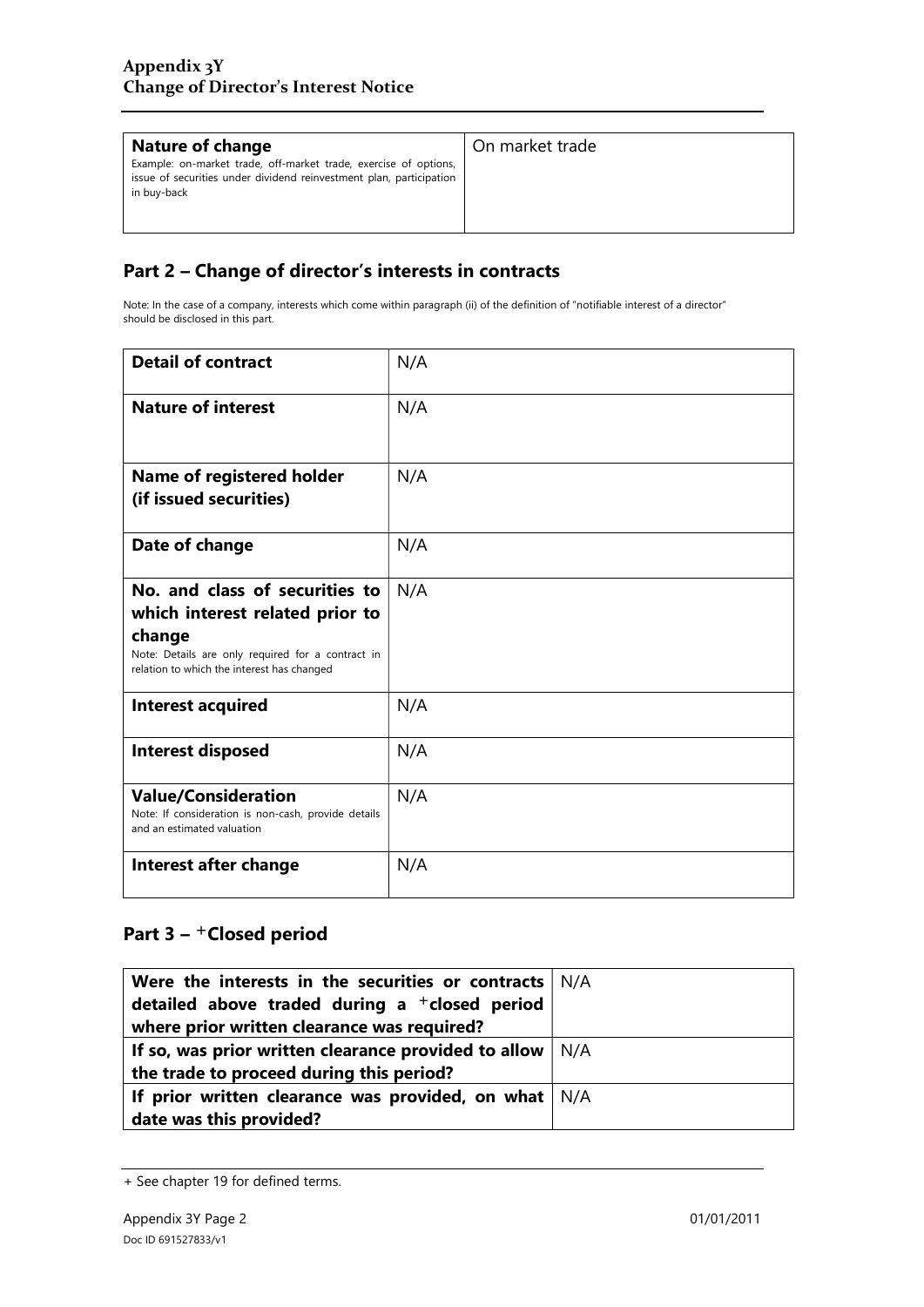| | |
|---|---|
| **Nature of change**<br>Example: on-market trade, off-market trade, exercise of options, issue of securities under dividend reinvestment plan, participation in buy-back | On market trade |

## Part 2 – Change of director's interests in contracts

Note: In the case of a company, interests which come within paragraph (ii) of the definition of "notifiable interest of a director" should be disclosed in this part.

| | |
|---|---|
| **Detail of contract** | N/A |
| **Nature of interest** | N/A |
| **Name of registered holder (if issued securities)** | N/A |
| **Date of change** | N/A |
| **No. and class of securities to which interest related prior to change**<br>Note: Details are only required for a contract in relation to which the interest has changed | N/A |
| **Interest acquired** | N/A |
| **Interest disposed** | N/A |
| **Value/Consideration**<br>Note: If consideration is non-cash, provide details and an estimated valuation | N/A |
| **Interest after change** | N/A |

## Part 3 – +Closed period

| | |
|---|---|
| **Were the interests in the securities or contracts detailed above traded during a +closed period where prior written clearance was required?** | N/A |
| **If so, was prior written clearance provided to allow the trade to proceed during this period?** | N/A |
| **If prior written clearance was provided, on what date was this provided?** | N/A |

+ See chapter 19 for defined terms.